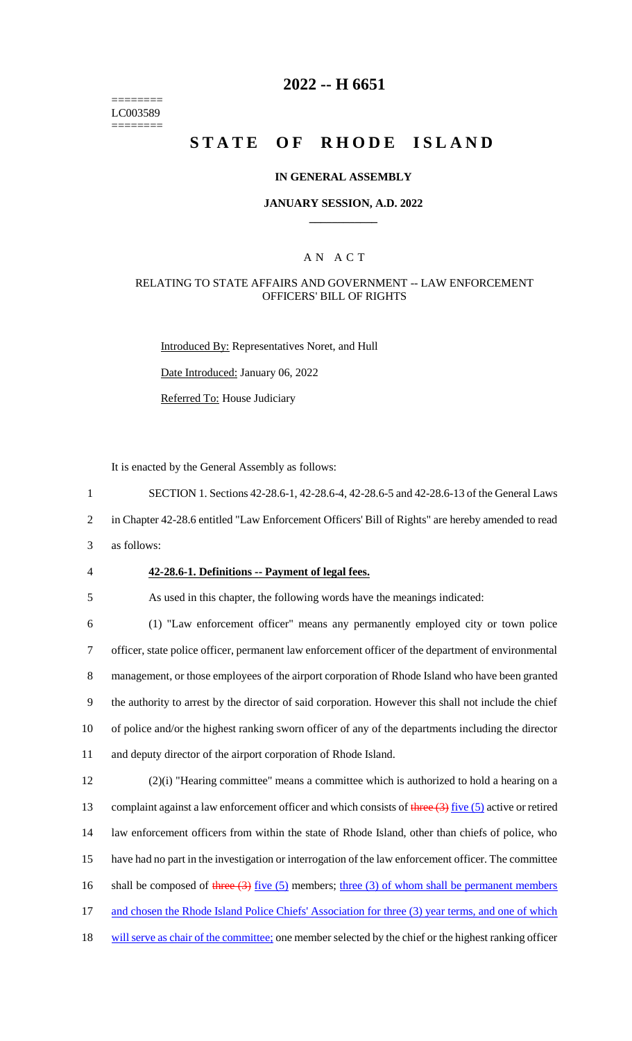========
LC003589
========

# 2022 -- H 6651

# STATE OF RHODE ISLAND

## IN GENERAL ASSEMBLY

### JANUARY SESSION, A.D. 2022

## A N A C T

### RELATING TO STATE AFFAIRS AND GOVERNMENT -- LAW ENFORCEMENT OFFICERS' BILL OF RIGHTS

Introduced By: Representatives Noret, and Hull

Date Introduced: January 06, 2022

Referred To: House Judiciary

It is enacted by the General Assembly as follows:

1 SECTION 1. Sections 42-28.6-1, 42-28.6-4, 42-28.6-5 and 42-28.6-13 of the General Laws
2 in Chapter 42-28.6 entitled "Law Enforcement Officers' Bill of Rights" are hereby amended to read
3 as follows:

4 **42-28.6-1. Definitions -- Payment of legal fees.**

5 As used in this chapter, the following words have the meanings indicated:

6 (1) "Law enforcement officer" means any permanently employed city or town police
7 officer, state police officer, permanent law enforcement officer of the department of environmental
8 management, or those employees of the airport corporation of Rhode Island who have been granted
9 the authority to arrest by the director of said corporation. However this shall not include the chief
10 of police and/or the highest ranking sworn officer of any of the departments including the director
11 and deputy director of the airport corporation of Rhode Island.

12 (2)(i) "Hearing committee" means a committee which is authorized to hold a hearing on a
13 complaint against a law enforcement officer and which consists of ~~three (3)~~ five (5) active or retired
14 law enforcement officers from within the state of Rhode Island, other than chiefs of police, who
15 have had no part in the investigation or interrogation of the law enforcement officer. The committee
16 shall be composed of ~~three (3)~~ five (5) members; three (3) of whom shall be permanent members
17 and chosen the Rhode Island Police Chiefs' Association for three (3) year terms, and one of which
18 will serve as chair of the committee; one member selected by the chief or the highest ranking officer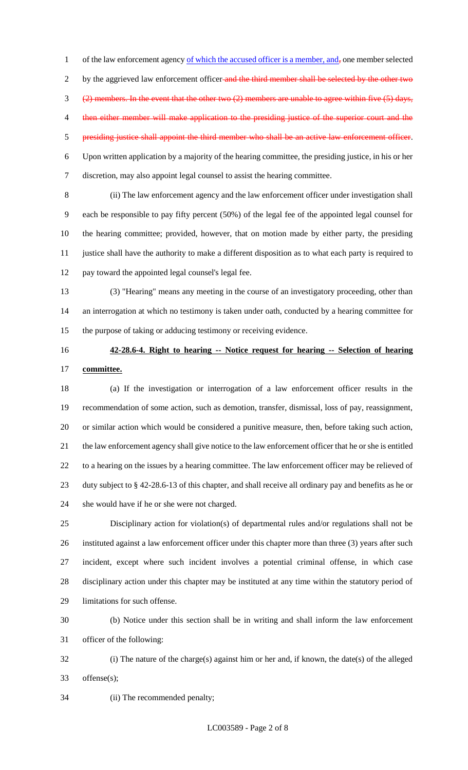of the law enforcement agency of which the accused officer is a member, and, one member selected by the aggrieved law enforcement officer and the third member shall be selected by the other two (2) members. In the event that the other two (2) members are unable to agree within five (5) days, then either member will make application to the presiding justice of the superior court and the presiding justice shall appoint the third member who shall be an active law enforcement officer. Upon written application by a majority of the hearing committee, the presiding justice, in his or her discretion, may also appoint legal counsel to assist the hearing committee.

(ii) The law enforcement agency and the law enforcement officer under investigation shall each be responsible to pay fifty percent (50%) of the legal fee of the appointed legal counsel for the hearing committee; provided, however, that on motion made by either party, the presiding justice shall have the authority to make a different disposition as to what each party is required to pay toward the appointed legal counsel's legal fee.

(3) "Hearing" means any meeting in the course of an investigatory proceeding, other than an interrogation at which no testimony is taken under oath, conducted by a hearing committee for the purpose of taking or adducing testimony or receiving evidence.

**42-28.6-4. Right to hearing -- Notice request for hearing -- Selection of hearing committee.**

(a) If the investigation or interrogation of a law enforcement officer results in the recommendation of some action, such as demotion, transfer, dismissal, loss of pay, reassignment, or similar action which would be considered a punitive measure, then, before taking such action, the law enforcement agency shall give notice to the law enforcement officer that he or she is entitled to a hearing on the issues by a hearing committee. The law enforcement officer may be relieved of duty subject to § 42-28.6-13 of this chapter, and shall receive all ordinary pay and benefits as he or she would have if he or she were not charged.

Disciplinary action for violation(s) of departmental rules and/or regulations shall not be instituted against a law enforcement officer under this chapter more than three (3) years after such incident, except where such incident involves a potential criminal offense, in which case disciplinary action under this chapter may be instituted at any time within the statutory period of limitations for such offense.

(b) Notice under this section shall be in writing and shall inform the law enforcement officer of the following:

(i) The nature of the charge(s) against him or her and, if known, the date(s) of the alleged offense(s);

(ii) The recommended penalty;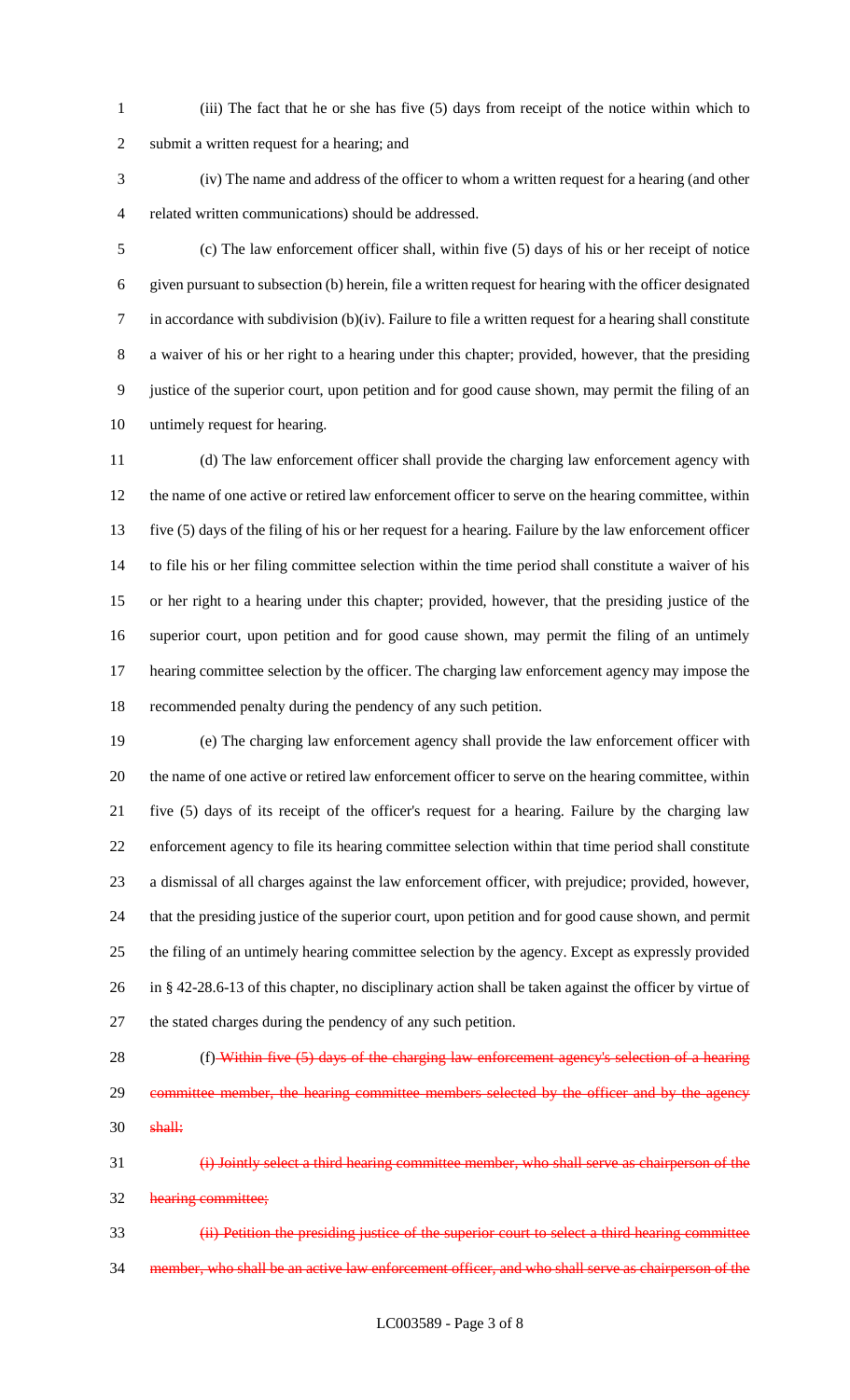(iii) The fact that he or she has five (5) days from receipt of the notice within which to submit a written request for a hearing; and

(iv) The name and address of the officer to whom a written request for a hearing (and other related written communications) should be addressed.

(c) The law enforcement officer shall, within five (5) days of his or her receipt of notice given pursuant to subsection (b) herein, file a written request for hearing with the officer designated in accordance with subdivision (b)(iv). Failure to file a written request for a hearing shall constitute a waiver of his or her right to a hearing under this chapter; provided, however, that the presiding justice of the superior court, upon petition and for good cause shown, may permit the filing of an untimely request for hearing.

(d) The law enforcement officer shall provide the charging law enforcement agency with the name of one active or retired law enforcement officer to serve on the hearing committee, within five (5) days of the filing of his or her request for a hearing. Failure by the law enforcement officer to file his or her filing committee selection within the time period shall constitute a waiver of his or her right to a hearing under this chapter; provided, however, that the presiding justice of the superior court, upon petition and for good cause shown, may permit the filing of an untimely hearing committee selection by the officer. The charging law enforcement agency may impose the recommended penalty during the pendency of any such petition.

(e) The charging law enforcement agency shall provide the law enforcement officer with the name of one active or retired law enforcement officer to serve on the hearing committee, within five (5) days of its receipt of the officer's request for a hearing. Failure by the charging law enforcement agency to file its hearing committee selection within that time period shall constitute a dismissal of all charges against the law enforcement officer, with prejudice; provided, however, that the presiding justice of the superior court, upon petition and for good cause shown, and permit the filing of an untimely hearing committee selection by the agency. Except as expressly provided in § 42-28.6-13 of this chapter, no disciplinary action shall be taken against the officer by virtue of the stated charges during the pendency of any such petition.

(f) ~~Within five (5) days of the charging law enforcement agency's selection of a hearing committee member, the hearing committee members selected by the officer and by the agency shall:~~

~~(i) Jointly select a third hearing committee member, who shall serve as chairperson of the hearing committee;~~

~~(ii) Petition the presiding justice of the superior court to select a third hearing committee member, who shall be an active law enforcement officer, and who shall serve as chairperson of the~~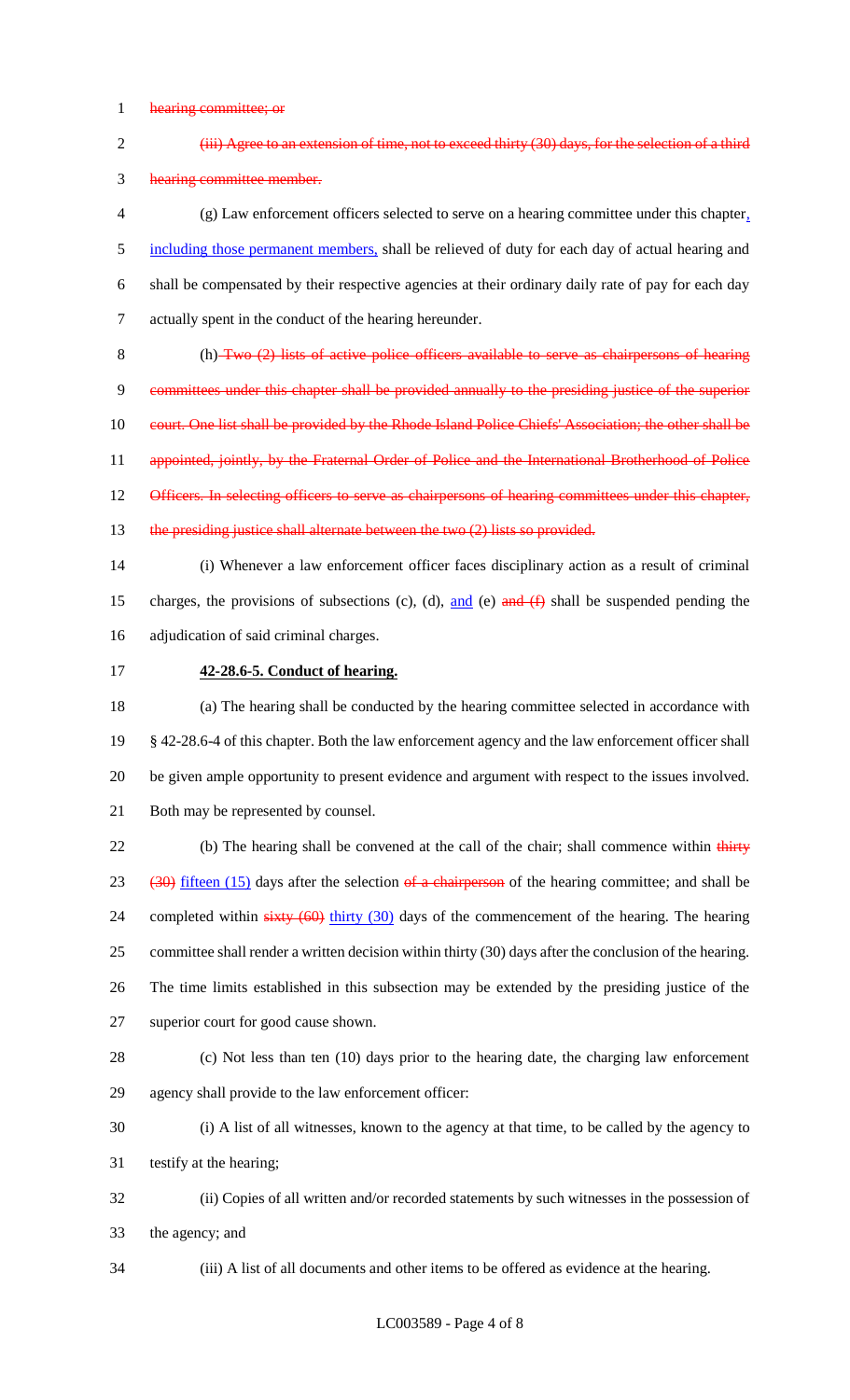hearing committee; or

(iii) Agree to an extension of time, not to exceed thirty (30) days, for the selection of a third hearing committee member.

(g) Law enforcement officers selected to serve on a hearing committee under this chapter, including those permanent members, shall be relieved of duty for each day of actual hearing and shall be compensated by their respective agencies at their ordinary daily rate of pay for each day actually spent in the conduct of the hearing hereunder.

(h) Two (2) lists of active police officers available to serve as chairpersons of hearing committees under this chapter shall be provided annually to the presiding justice of the superior court. One list shall be provided by the Rhode Island Police Chiefs' Association; the other shall be appointed, jointly, by the Fraternal Order of Police and the International Brotherhood of Police Officers. In selecting officers to serve as chairpersons of hearing committees under this chapter, the presiding justice shall alternate between the two (2) lists so provided.

(i) Whenever a law enforcement officer faces disciplinary action as a result of criminal charges, the provisions of subsections (c), (d), and (e) and (f) shall be suspended pending the adjudication of said criminal charges.

**42-28.6-5. Conduct of hearing.**

(a) The hearing shall be conducted by the hearing committee selected in accordance with § 42-28.6-4 of this chapter. Both the law enforcement agency and the law enforcement officer shall be given ample opportunity to present evidence and argument with respect to the issues involved. Both may be represented by counsel.

(b) The hearing shall be convened at the call of the chair; shall commence within thirty (30) fifteen (15) days after the selection of a chairperson of the hearing committee; and shall be completed within sixty (60) thirty (30) days of the commencement of the hearing. The hearing committee shall render a written decision within thirty (30) days after the conclusion of the hearing. The time limits established in this subsection may be extended by the presiding justice of the superior court for good cause shown.

(c) Not less than ten (10) days prior to the hearing date, the charging law enforcement agency shall provide to the law enforcement officer:

(i) A list of all witnesses, known to the agency at that time, to be called by the agency to testify at the hearing;

(ii) Copies of all written and/or recorded statements by such witnesses in the possession of the agency; and

(iii) A list of all documents and other items to be offered as evidence at the hearing.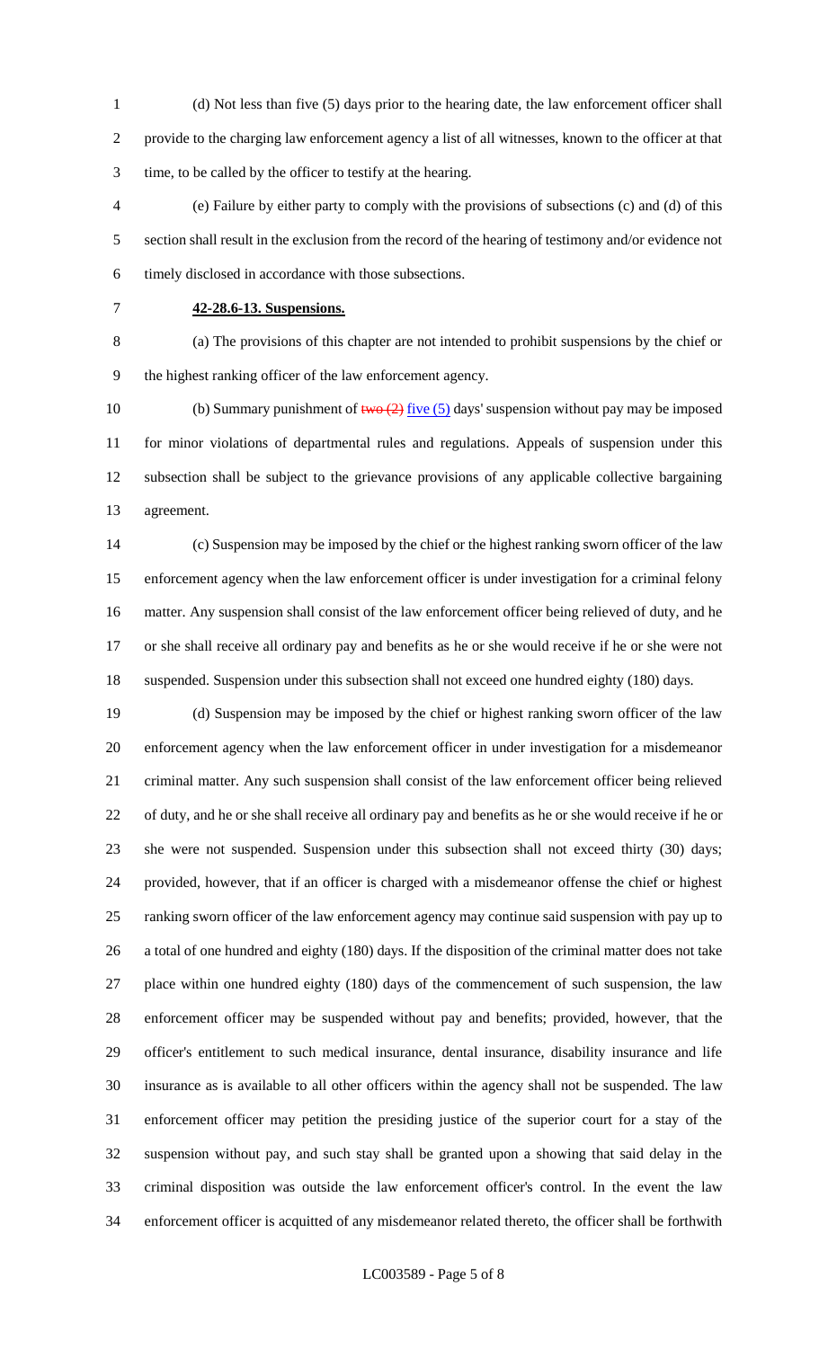(d) Not less than five (5) days prior to the hearing date, the law enforcement officer shall provide to the charging law enforcement agency a list of all witnesses, known to the officer at that time, to be called by the officer to testify at the hearing.

(e) Failure by either party to comply with the provisions of subsections (c) and (d) of this section shall result in the exclusion from the record of the hearing of testimony and/or evidence not timely disclosed in accordance with those subsections.

**42-28.6-13. Suspensions.**

(a) The provisions of this chapter are not intended to prohibit suspensions by the chief or the highest ranking officer of the law enforcement agency.

(b) Summary punishment of ~~two (2)~~ five (5) days' suspension without pay may be imposed for minor violations of departmental rules and regulations. Appeals of suspension under this subsection shall be subject to the grievance provisions of any applicable collective bargaining agreement.

(c) Suspension may be imposed by the chief or the highest ranking sworn officer of the law enforcement agency when the law enforcement officer is under investigation for a criminal felony matter. Any suspension shall consist of the law enforcement officer being relieved of duty, and he or she shall receive all ordinary pay and benefits as he or she would receive if he or she were not suspended. Suspension under this subsection shall not exceed one hundred eighty (180) days.

(d) Suspension may be imposed by the chief or highest ranking sworn officer of the law enforcement agency when the law enforcement officer in under investigation for a misdemeanor criminal matter. Any such suspension shall consist of the law enforcement officer being relieved of duty, and he or she shall receive all ordinary pay and benefits as he or she would receive if he or she were not suspended. Suspension under this subsection shall not exceed thirty (30) days; provided, however, that if an officer is charged with a misdemeanor offense the chief or highest ranking sworn officer of the law enforcement agency may continue said suspension with pay up to a total of one hundred and eighty (180) days. If the disposition of the criminal matter does not take place within one hundred eighty (180) days of the commencement of such suspension, the law enforcement officer may be suspended without pay and benefits; provided, however, that the officer's entitlement to such medical insurance, dental insurance, disability insurance and life insurance as is available to all other officers within the agency shall not be suspended. The law enforcement officer may petition the presiding justice of the superior court for a stay of the suspension without pay, and such stay shall be granted upon a showing that said delay in the criminal disposition was outside the law enforcement officer's control. In the event the law enforcement officer is acquitted of any misdemeanor related thereto, the officer shall be forthwith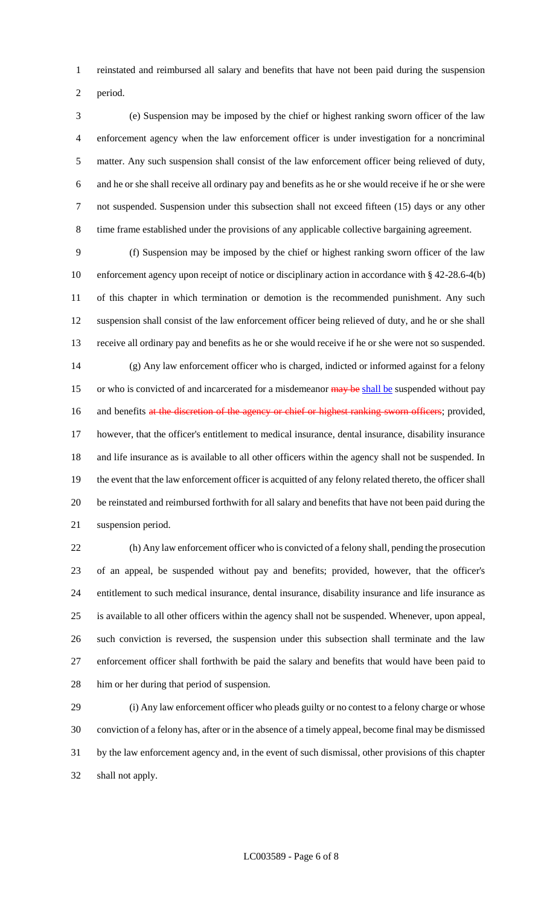reinstated and reimbursed all salary and benefits that have not been paid during the suspension period.

(e) Suspension may be imposed by the chief or highest ranking sworn officer of the law enforcement agency when the law enforcement officer is under investigation for a noncriminal matter. Any such suspension shall consist of the law enforcement officer being relieved of duty, and he or she shall receive all ordinary pay and benefits as he or she would receive if he or she were not suspended. Suspension under this subsection shall not exceed fifteen (15) days or any other time frame established under the provisions of any applicable collective bargaining agreement.

(f) Suspension may be imposed by the chief or highest ranking sworn officer of the law enforcement agency upon receipt of notice or disciplinary action in accordance with § 42-28.6-4(b) of this chapter in which termination or demotion is the recommended punishment. Any such suspension shall consist of the law enforcement officer being relieved of duty, and he or she shall receive all ordinary pay and benefits as he or she would receive if he or she were not so suspended.

(g) Any law enforcement officer who is charged, indicted or informed against for a felony or who is convicted of and incarcerated for a misdemeanor ~~may be~~ shall be suspended without pay and benefits ~~at the discretion of the agency or chief or highest ranking sworn officers~~; provided, however, that the officer's entitlement to medical insurance, dental insurance, disability insurance and life insurance as is available to all other officers within the agency shall not be suspended. In the event that the law enforcement officer is acquitted of any felony related thereto, the officer shall be reinstated and reimbursed forthwith for all salary and benefits that have not been paid during the suspension period.

(h) Any law enforcement officer who is convicted of a felony shall, pending the prosecution of an appeal, be suspended without pay and benefits; provided, however, that the officer's entitlement to such medical insurance, dental insurance, disability insurance and life insurance as is available to all other officers within the agency shall not be suspended. Whenever, upon appeal, such conviction is reversed, the suspension under this subsection shall terminate and the law enforcement officer shall forthwith be paid the salary and benefits that would have been paid to him or her during that period of suspension.

(i) Any law enforcement officer who pleads guilty or no contest to a felony charge or whose conviction of a felony has, after or in the absence of a timely appeal, become final may be dismissed by the law enforcement agency and, in the event of such dismissal, other provisions of this chapter shall not apply.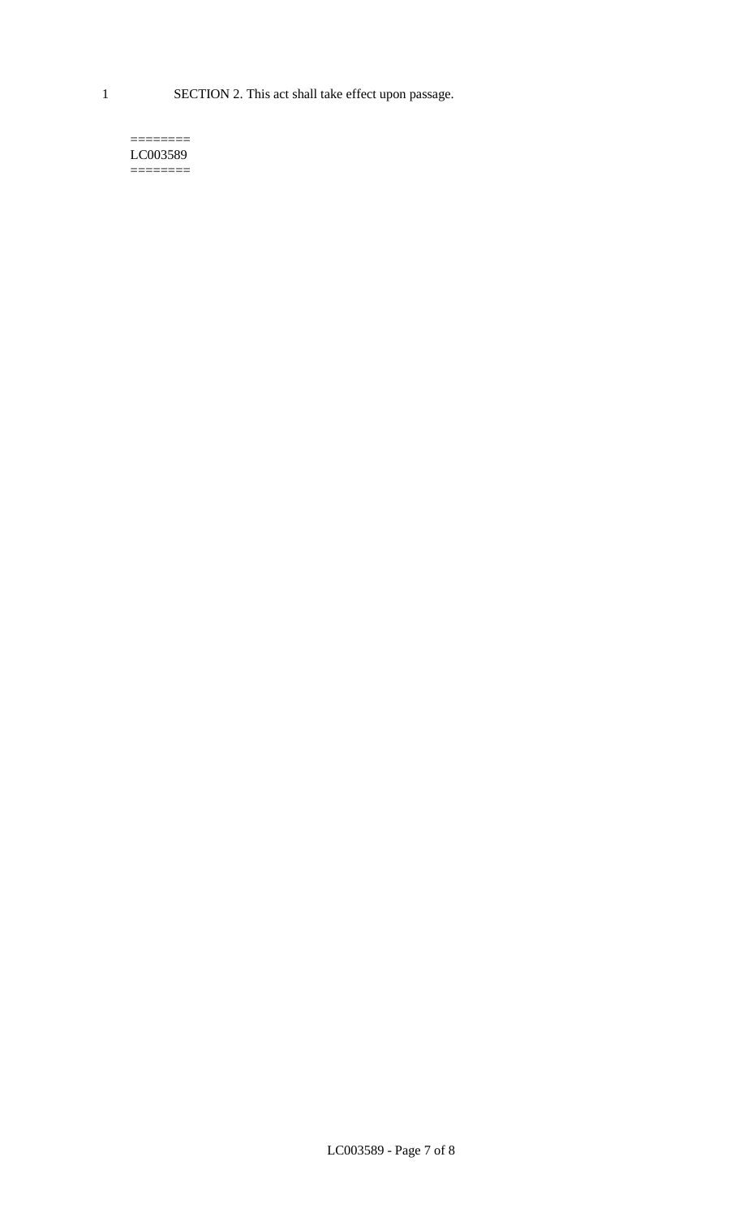SECTION 2. This act shall take effect upon passage.

========
LC003589
========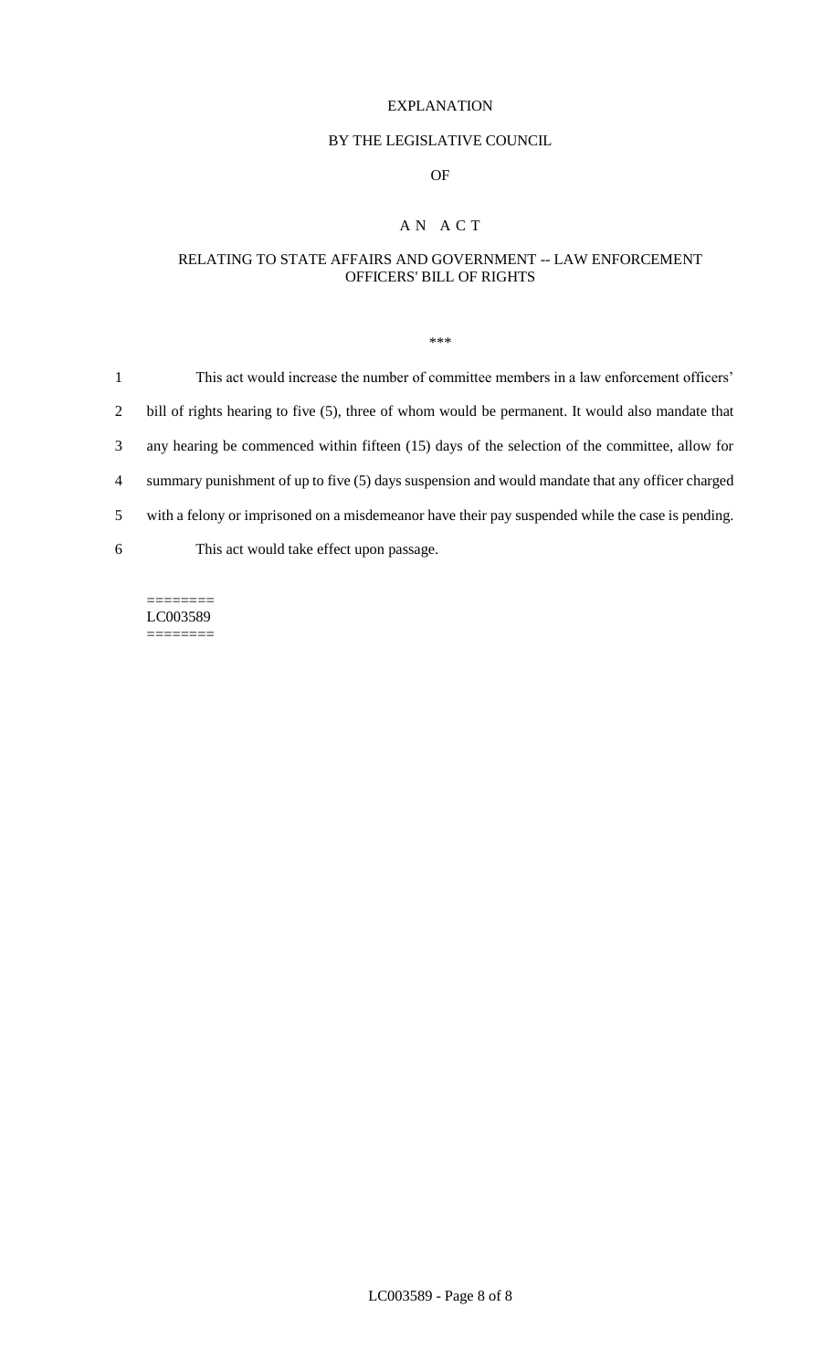EXPLANATION

BY THE LEGISLATIVE COUNCIL

OF

A N A C T

RELATING TO STATE AFFAIRS AND GOVERNMENT -- LAW ENFORCEMENT OFFICERS' BILL OF RIGHTS

***

1 This act would increase the number of committee members in a law enforcement officers'
2 bill of rights hearing to five (5), three of whom would be permanent. It would also mandate that
3 any hearing be commenced within fifteen (15) days of the selection of the committee, allow for
4 summary punishment of up to five (5) days suspension and would mandate that any officer charged
5 with a felony or imprisoned on a misdemeanor have their pay suspended while the case is pending.
6 This act would take effect upon passage.

========
LC003589
========